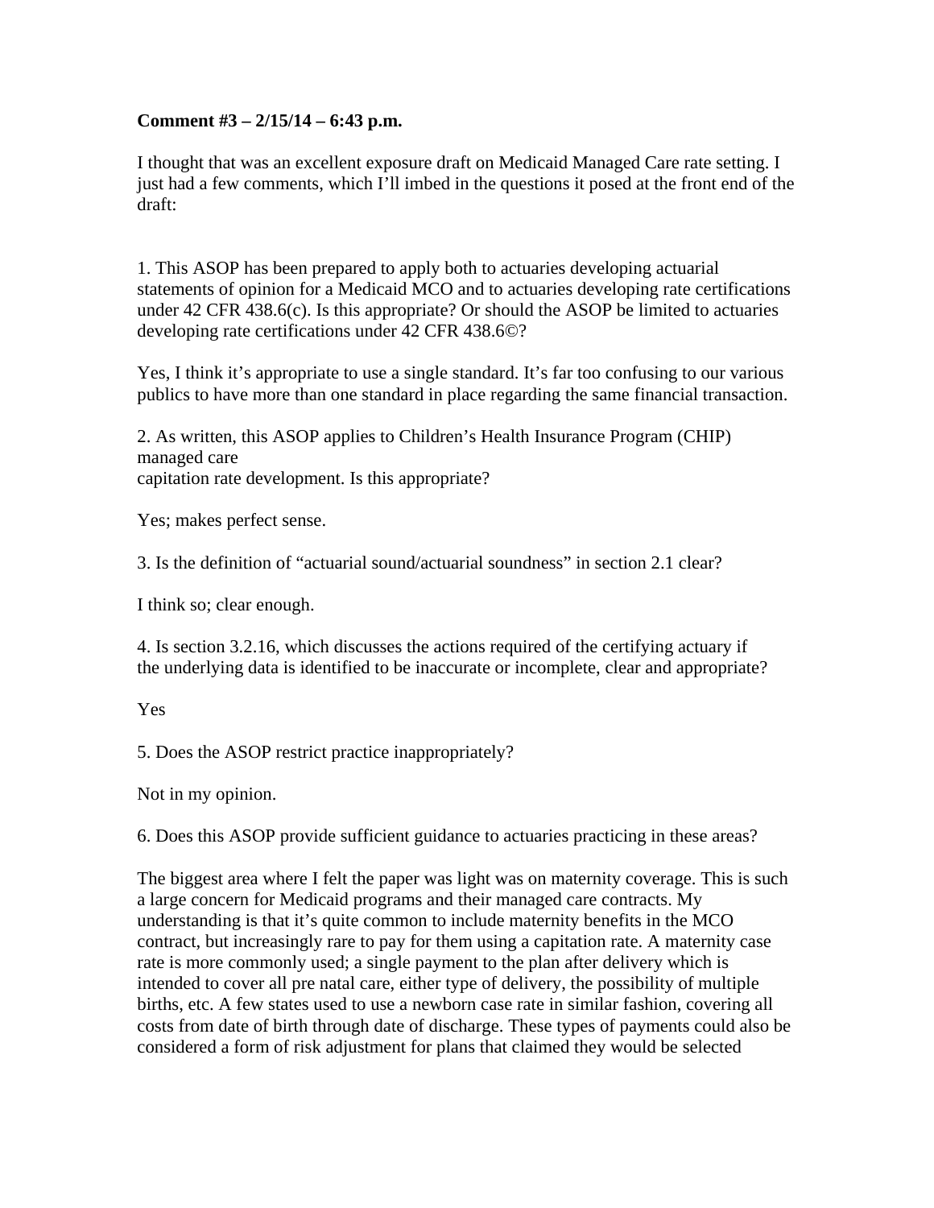**Comment #3 – 2/15/14 – 6:43 p.m.**

I thought that was an excellent exposure draft on Medicaid Managed Care rate setting. I just had a few comments, which I'll imbed in the questions it posed at the front end of the draft:

1. This ASOP has been prepared to apply both to actuaries developing actuarial statements of opinion for a Medicaid MCO and to actuaries developing rate certifications under 42 CFR 438.6(c). Is this appropriate? Or should the ASOP be limited to actuaries developing rate certifications under 42 CFR 438.6©?

Yes, I think it's appropriate to use a single standard. It's far too confusing to our various publics to have more than one standard in place regarding the same financial transaction.

2. As written, this ASOP applies to Children's Health Insurance Program (CHIP) managed care
capitation rate development. Is this appropriate?

Yes; makes perfect sense.

3. Is the definition of "actuarial sound/actuarial soundness" in section 2.1 clear?

I think so; clear enough.

4. Is section 3.2.16, which discusses the actions required of the certifying actuary if the underlying data is identified to be inaccurate or incomplete, clear and appropriate?

Yes

5. Does the ASOP restrict practice inappropriately?

Not in my opinion.

6. Does this ASOP provide sufficient guidance to actuaries practicing in these areas?

The biggest area where I felt the paper was light was on maternity coverage. This is such a large concern for Medicaid programs and their managed care contracts. My understanding is that it's quite common to include maternity benefits in the MCO contract, but increasingly rare to pay for them using a capitation rate. A maternity case rate is more commonly used; a single payment to the plan after delivery which is intended to cover all pre natal care, either type of delivery, the possibility of multiple births, etc. A few states used to use a newborn case rate in similar fashion, covering all costs from date of birth through date of discharge. These types of payments could also be considered a form of risk adjustment for plans that claimed they would be selected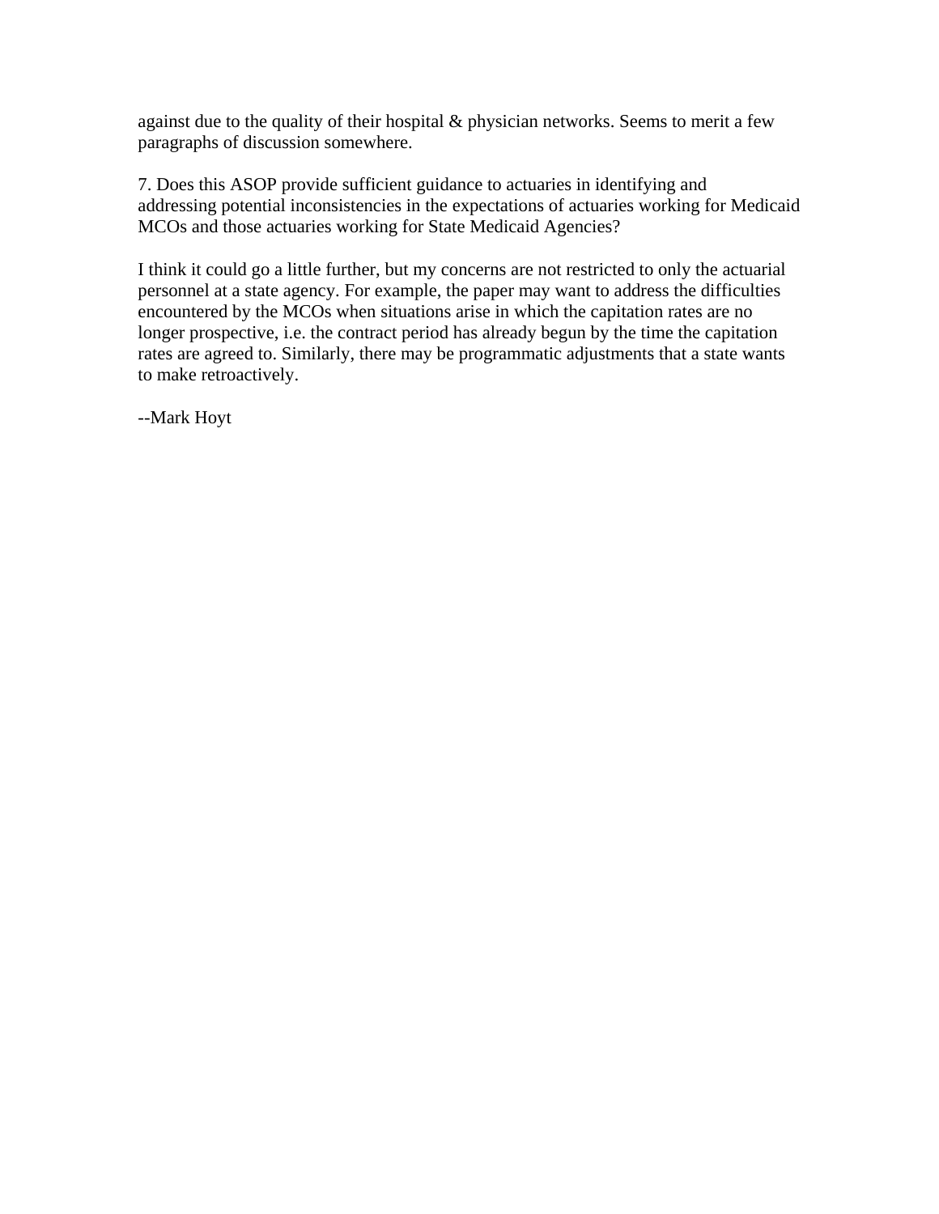against due to the quality of their hospital & physician networks. Seems to merit a few paragraphs of discussion somewhere.

7. Does this ASOP provide sufficient guidance to actuaries in identifying and addressing potential inconsistencies in the expectations of actuaries working for Medicaid MCOs and those actuaries working for State Medicaid Agencies?

I think it could go a little further, but my concerns are not restricted to only the actuarial personnel at a state agency. For example, the paper may want to address the difficulties encountered by the MCOs when situations arise in which the capitation rates are no longer prospective, i.e. the contract period has already begun by the time the capitation rates are agreed to. Similarly, there may be programmatic adjustments that a state wants to make retroactively.

--Mark Hoyt